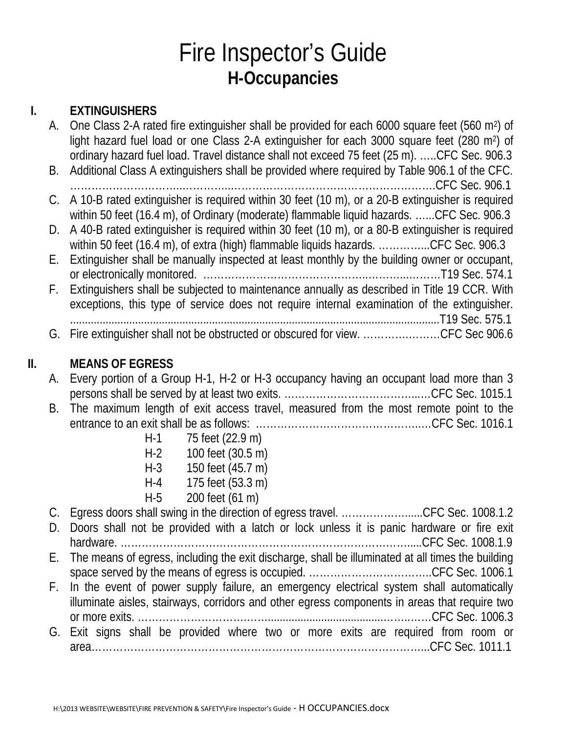# Fire Inspector's Guide

## H-Occupancies

### I. EXTINGUISHERS

A. One Class 2-A rated fire extinguisher shall be provided for each 6000 square feet (560 $m^2$) of light hazard fuel load or one Class 2-A extinguisher for each 3000 square feet (280 $m^2$) of ordinary hazard fuel load. Travel distance shall not exceed 75 feet (25 m). …..CFC Sec. 906.3

B. Additional Class A extinguishers shall be provided where required by Table 906.1 of the CFC. ……………………………………………………………………………………….CFC Sec. 906.1

C. A 10-B rated extinguisher is required within 30 feet (10 m), or a 20-B extinguisher is required within 50 feet (16.4 m), of Ordinary (moderate) flammable liquid hazards. …...CFC Sec. 906.3

D. A 40-B rated extinguisher is required within 30 feet (10 m), or a 80-B extinguisher is required within 50 feet (16.4 m), of extra (high) flammable liquids hazards. …………...CFC Sec. 906.3

E. Extinguisher shall be manually inspected at least monthly by the building owner or occupant, or electronically monitored. ………………………………………………………T19 Sec. 574.1

F. Extinguishers shall be subjected to maintenance annually as described in Title 19 CCR. With exceptions, this type of service does not require internal examination of the extinguisher. ...........................................................................................................................T19 Sec. 575.1

G. Fire extinguisher shall not be obstructed or obscured for view. …………………CFC Sec 906.6

### II. MEANS OF EGRESS

A. Every portion of a Group H-1, H-2 or H-3 occupancy having an occupant load more than 3 persons shall be served by at least two exits. …………………………………….CFC Sec. 1015.1

B. The maximum length of exit access travel, measured from the most remote point to the entrance to an exit shall be as follows: ……………………………………………CFC Sec. 1016.1

| | |
|---|---|
| H-1 | 75 feet (22.9 m) |
| H-2 | 100 feet (30.5 m) |
| H-3 | 150 feet (45.7 m) |
| H-4 | 175 feet (53.3 m) |
| H-5 | 200 feet (61 m) |

C. Egress doors shall swing in the direction of egress travel. ………………….....CFC Sec. 1008.1.2

D. Doors shall not be provided with a latch or lock unless it is panic hardware or fire exit hardware. ……………………………………………………………………………....CFC Sec. 1008.1.9

E. The means of egress, including the exit discharge, shall be illuminated at all times the building space served by the means of egress is occupied. ……………………………..CFC Sec. 1006.1

F. In the event of power supply failure, an emergency electrical system shall automatically illuminate aisles, stairways, corridors and other egress components in areas that require two or more exits. ……………………………........................................………CFC Sec. 1006.3

G. Exit signs shall be provided where two or more exits are required from room or area…………………………………………………………………………………...CFC Sec. 1011.1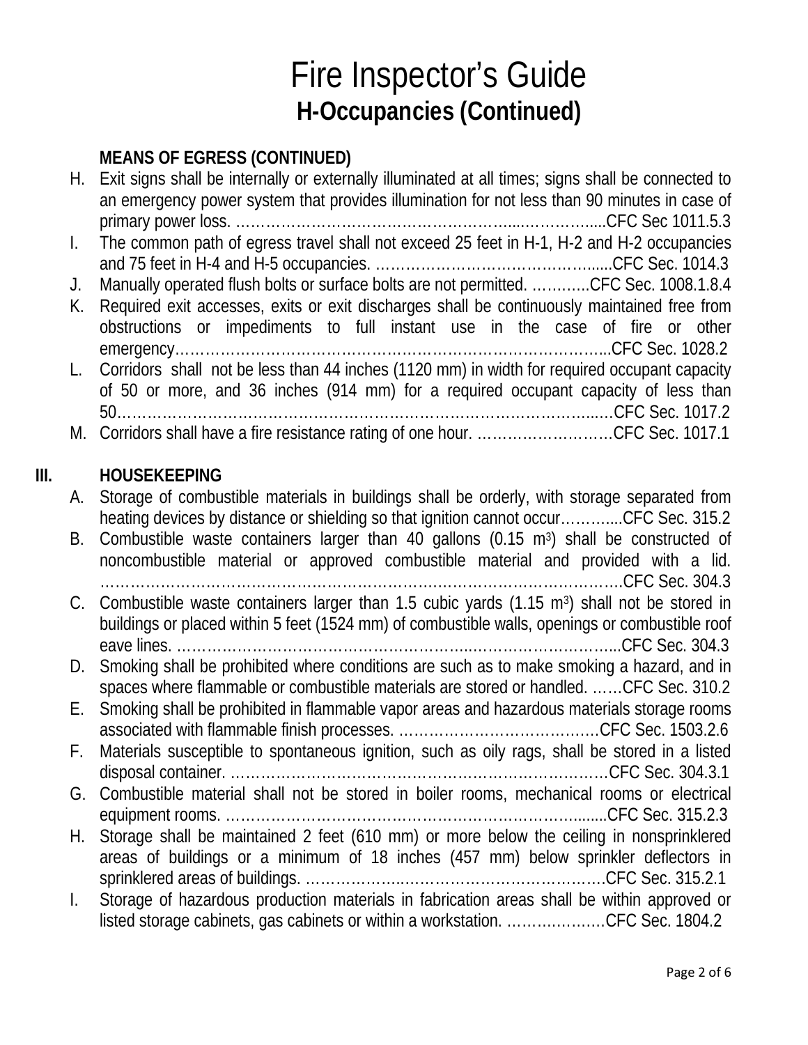# Fire Inspector's Guide

## H-Occupancies (Continued)

**MEANS OF EGRESS (CONTINUED)**

H. Exit signs shall be internally or externally illuminated at all times; signs shall be connected to an emergency power system that provides illumination for not less than 90 minutes in case of primary power loss. ……………………………………………………...…………......CFC Sec 1011.5.3

I. The common path of egress travel shall not exceed 25 feet in H-1, H-2 and H-2 occupancies and 75 feet in H-4 and H-5 occupancies. ……………………………………….....CFC Sec. 1014.3

J. Manually operated flush bolts or surface bolts are not permitted. ………..CFC Sec. 1008.1.8.4

K. Required exit accesses, exits or exit discharges shall be continuously maintained free from obstructions or impediments to full instant use in the case of fire or other emergency………………………………………………………………………………...CFC Sec. 1028.2

L. Corridors shall not be less than 44 inches (1120 mm) in width for required occupant capacity of 50 or more, and 36 inches (914 mm) for a required occupant capacity of less than 50……………………………………………………………………………………..…CFC Sec. 1017.2

M. Corridors shall have a fire resistance rating of one hour. ………………………CFC Sec. 1017.1

## III. HOUSEKEEPING

A. Storage of combustible materials in buildings shall be orderly, with storage separated from heating devices by distance or shielding so that ignition cannot occur………....CFC Sec. 315.2

B. Combustible waste containers larger than 40 gallons (0.15 m$^3$) shall be constructed of noncombustible material or approved combustible material and provided with a lid. …………………………………………………………………………………………….CFC Sec. 304.3

C. Combustible waste containers larger than 1.5 cubic yards (1.15 m$^3$) shall not be stored in buildings or placed within 5 feet (1524 mm) of combustible walls, openings or combustible roof eave lines. …………………………………………………..…………………..…………..CFC Sec. 304.3

D. Smoking shall be prohibited where conditions are such as to make smoking a hazard, and in spaces where flammable or combustible materials are stored or handled. ……CFC Sec. 310.2

E. Smoking shall be prohibited in flammable vapor areas and hazardous materials storage rooms associated with flammable finish processes. …………………………………CFC Sec. 1503.2.6

F. Materials susceptible to spontaneous ignition, such as oily rags, shall be stored in a listed disposal container. ……………………………………………………………………CFC Sec. 304.3.1

G. Combustible material shall not be stored in boiler rooms, mechanical rooms or electrical equipment rooms. …………………………………………………………………........CFC Sec. 315.2.3

H. Storage shall be maintained 2 feet (610 mm) or more below the ceiling in nonsprinklered areas of buildings or a minimum of 18 inches (457 mm) below sprinkler deflectors in sprinklered areas of buildings. ……………….…………………………………CFC Sec. 315.2.1

I. Storage of hazardous production materials in fabrication areas shall be within approved or listed storage cabinets, gas cabinets or within a workstation. ……………….…CFC Sec. 1804.2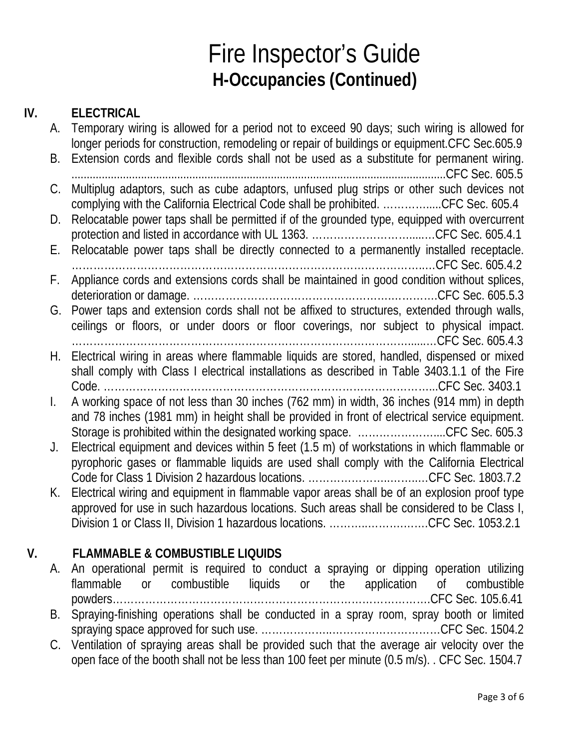# Fire Inspector's Guide

## H-Occupancies (Continued)

### IV. ELECTRICAL

A. Temporary wiring is allowed for a period not to exceed 90 days; such wiring is allowed for longer periods for construction, remodeling or repair of buildings or equipment.CFC Sec.605.9

B. Extension cords and flexible cords shall not be used as a substitute for permanent wiring. ..........................................................................................................................CFC Sec. 605.5

C. Multiplug adaptors, such as cube adaptors, unfused plug strips or other such devices not complying with the California Electrical Code shall be prohibited. …………......CFC Sec. 605.4

D. Relocatable power taps shall be permitted if of the grounded type, equipped with overcurrent protection and listed in accordance with UL 1363. ………………………....…CFC Sec. 605.4.1

E. Relocatable power taps shall be directly connected to a permanently installed receptacle. ……………………………………………………………………………….…CFC Sec. 605.4.2

F. Appliance cords and extensions cords shall be maintained in good condition without splices, deterioration or damage. ……………………………………………………….CFC Sec. 605.5.3

G. Power taps and extension cords shall not be affixed to structures, extended through walls, ceilings or floors, or under doors or floor coverings, nor subject to physical impact. ……………………………………………………………………………......…CFC Sec. 605.4.3

H. Electrical wiring in areas where flammable liquids are stored, handled, dispensed or mixed shall comply with Class I electrical installations as described in Table 3403.1.1 of the Fire Code. ……………………………………………………………………………...CFC Sec. 3403.1

I. A working space of not less than 30 inches (762 mm) in width, 36 inches (914 mm) in depth and 78 inches (1981 mm) in height shall be provided in front of electrical service equipment. Storage is prohibited within the designated working space. …………………....CFC Sec. 605.3

J. Electrical equipment and devices within 5 feet (1.5 m) of workstations in which flammable or pyrophoric gases or flammable liquids are used shall comply with the California Electrical Code for Class 1 Division 2 hazardous locations. ………………….……..…CFC Sec. 1803.7.2

K. Electrical wiring and equipment in flammable vapor areas shall be of an explosion proof type approved for use in such hazardous locations. Such areas shall be considered to be Class I, Division 1 or Class II, Division 1 hazardous locations. ………..…………….CFC Sec. 1053.2.1

### V. FLAMMABLE & COMBUSTIBLE LIQUIDS

A. An operational permit is required to conduct a spraying or dipping operation utilizing flammable or combustible liquids or the application of combustible powders………………………………………………………………………….CFC Sec. 105.6.41

B. Spraying-finishing operations shall be conducted in a spray room, spray booth or limited spraying space approved for such use. ………………..…………………………CFC Sec. 1504.2

C. Ventilation of spraying areas shall be provided such that the average air velocity over the open face of the booth shall not be less than 100 feet per minute (0.5 m/s). . CFC Sec. 1504.7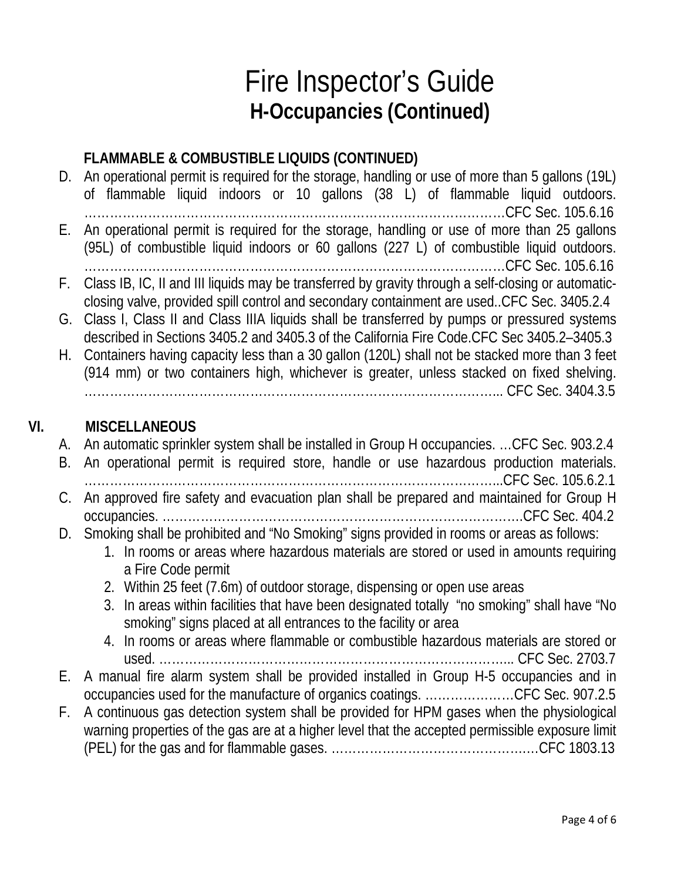# Fire Inspector's Guide
## H-Occupancies (Continued)

**FLAMMABLE & COMBUSTIBLE LIQUIDS (CONTINUED)**

D. An operational permit is required for the storage, handling or use of more than 5 gallons (19L) of flammable liquid indoors or 10 gallons (38 L) of flammable liquid outdoors. ……………………………………………………………………………………CFC Sec. 105.6.16

E. An operational permit is required for the storage, handling or use of more than 25 gallons (95L) of combustible liquid indoors or 60 gallons (227 L) of combustible liquid outdoors. ……………………………………………………………………………………CFC Sec. 105.6.16

F. Class IB, IC, II and III liquids may be transferred by gravity through a self-closing or automatic-closing valve, provided spill control and secondary containment are used..CFC Sec. 3405.2.4

G. Class I, Class II and Class IIIA liquids shall be transferred by pumps or pressured systems described in Sections 3405.2 and 3405.3 of the California Fire Code.CFC Sec 3405.2–3405.3

H. Containers having capacity less than a 30 gallon (120L) shall not be stacked more than 3 feet (914 mm) or two containers high, whichever is greater, unless stacked on fixed shelving. …………………………………………………………………………………... CFC Sec. 3404.3.5

## VI. MISCELLANEOUS

A. An automatic sprinkler system shall be installed in Group H occupancies. …CFC Sec. 903.2.4

B. An operational permit is required store, handle or use hazardous production materials. …………………………………………………………………………………...CFC Sec. 105.6.2.1

C. An approved fire safety and evacuation plan shall be prepared and maintained for Group H occupancies. ……………………………………………………………………….CFC Sec. 404.2

D. Smoking shall be prohibited and "No Smoking" signs provided in rooms or areas as follows:
   1. In rooms or areas where hazardous materials are stored or used in amounts requiring a Fire Code permit
   2. Within 25 feet (7.6m) of outdoor storage, dispensing or open use areas
   3. In areas within facilities that have been designated totally "no smoking" shall have "No smoking" signs placed at all entrances to the facility or area
   4. In rooms or areas where flammable or combustible hazardous materials are stored or used. ………………………………………………………………………... CFC Sec. 2703.7

E. A manual fire alarm system shall be provided installed in Group H-5 occupancies and in occupancies used for the manufacture of organics coatings. …………………CFC Sec. 907.2.5

F. A continuous gas detection system shall be provided for HPM gases when the physiological warning properties of the gas are at a higher level that the accepted permissible exposure limit (PEL) for the gas and for flammable gases. ………………………………………….CFC 1803.13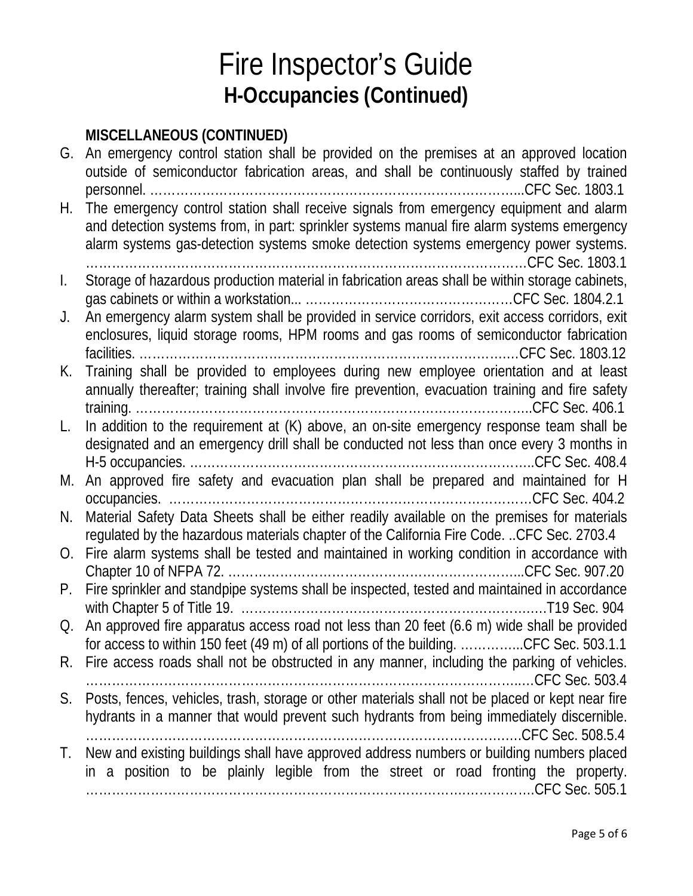# Fire Inspector's Guide

## H-Occupancies (Continued)

### MISCELLANEOUS (CONTINUED)

G. An emergency control station shall be provided on the premises at an approved location outside of semiconductor fabrication areas, and shall be continuously staffed by trained personnel. …………………………………………………………………………...CFC Sec. 1803.1

H. The emergency control station shall receive signals from emergency equipment and alarm and detection systems from, in part: sprinkler systems manual fire alarm systems emergency alarm systems gas-detection systems smoke detection systems emergency power systems. ……………………………………………………………………………………………CFC Sec. 1803.1

I. Storage of hazardous production material in fabrication areas shall be within storage cabinets, gas cabinets or within a workstation... …………………………………………CFC Sec. 1804.2.1

J. An emergency alarm system shall be provided in service corridors, exit access corridors, exit enclosures, liquid storage rooms, HPM rooms and gas rooms of semiconductor fabrication facilities. ………………………………………………………………………………CFC Sec. 1803.12

K. Training shall be provided to employees during new employee orientation and at least annually thereafter; training shall involve fire prevention, evacuation training and fire safety training. …………………………………………………………………………………..CFC Sec. 406.1

L. In addition to the requirement at (K) above, an on-site emergency response team shall be designated and an emergency drill shall be conducted not less than once every 3 months in H-5 occupancies. ……………………………………………………………………..CFC Sec. 408.4

M. An approved fire safety and evacuation plan shall be prepared and maintained for H occupancies. …………………………………………………………………………CFC Sec. 404.2

N. Material Safety Data Sheets shall be either readily available on the premises for materials regulated by the hazardous materials chapter of the California Fire Code. ..CFC Sec. 2703.4

O. Fire alarm systems shall be tested and maintained in working condition in accordance with Chapter 10 of NFPA 72. ……………………………………………………………...CFC Sec. 907.20

P. Fire sprinkler and standpipe systems shall be inspected, tested and maintained in accordance with Chapter 5 of Title 19. ………………………………………………………………T19 Sec. 904

Q. An approved fire apparatus access road not less than 20 feet (6.6 m) wide shall be provided for access to within 150 feet (49 m) of all portions of the building. …………...CFC Sec. 503.1.1

R. Fire access roads shall not be obstructed in any manner, including the parking of vehicles. ………………………………………………………………………………………...CFC Sec. 503.4

S. Posts, fences, vehicles, trash, storage or other materials shall not be placed or kept near fire hydrants in a manner that would prevent such hydrants from being immediately discernible. …………………………………………………………………………………………CFC Sec. 508.5.4

T. New and existing buildings shall have approved address numbers or building numbers placed in a position to be plainly legible from the street or road fronting the property. ……………………………………………………………………………………………CFC Sec. 505.1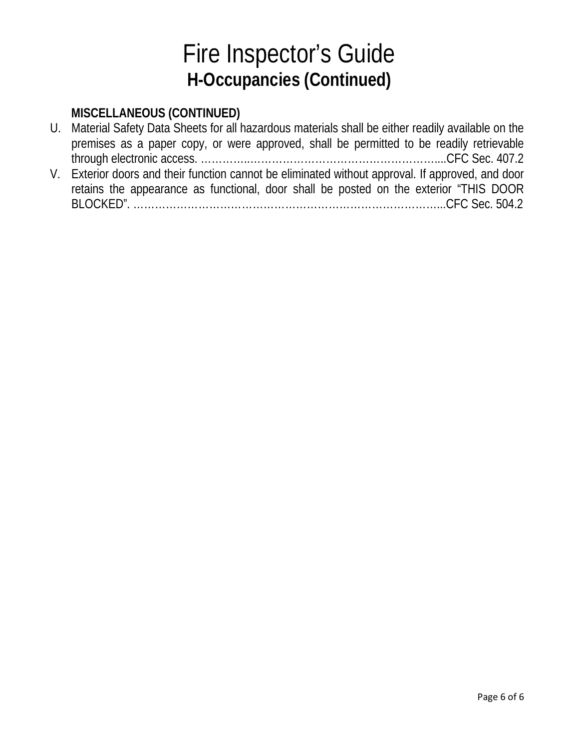# Fire Inspector's Guide

## H-Occupancies (Continued)

**MISCELLANEOUS (CONTINUED)**

U. Material Safety Data Sheets for all hazardous materials shall be either readily available on the premises as a paper copy, or were approved, shall be permitted to be readily retrievable through electronic access. ……………………………………………………………....CFC Sec. 407.2

V. Exterior doors and their function cannot be eliminated without approval. If approved, and door retains the appearance as functional, door shall be posted on the exterior "THIS DOOR BLOCKED". …………………………………………………………………………...CFC Sec. 504.2